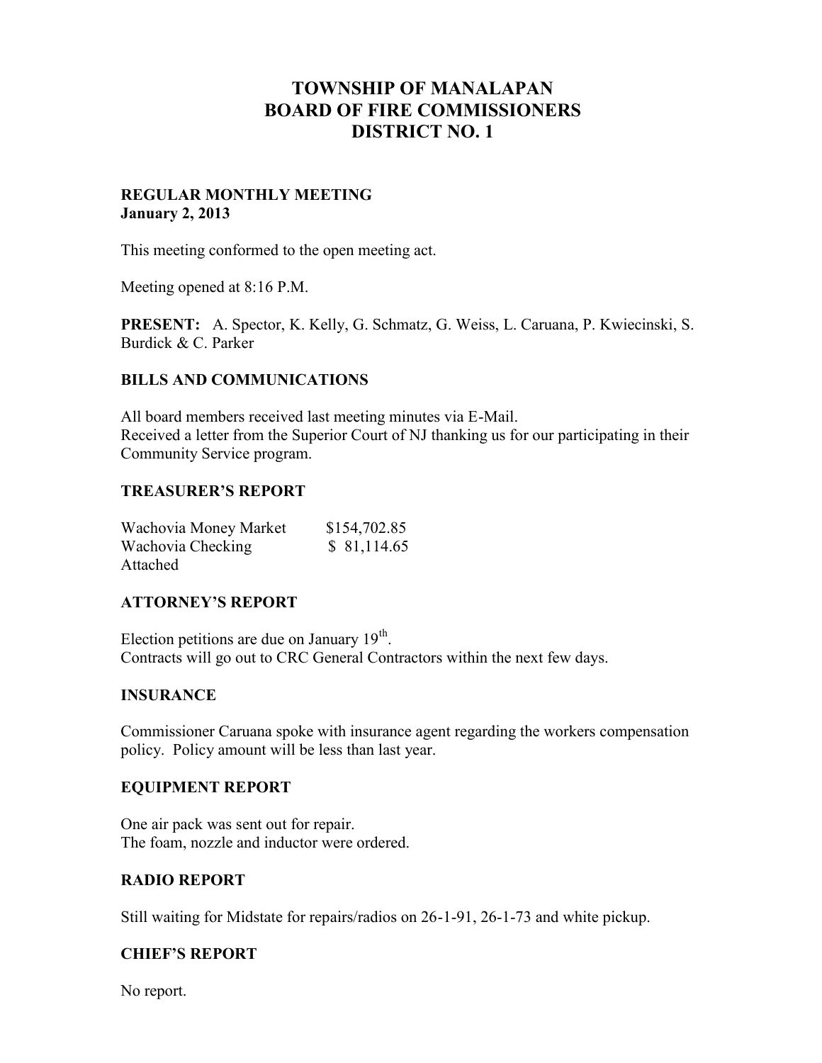# TOWNSHIP OF MANALAPAN
# BOARD OF FIRE COMMISSIONERS
# DISTRICT NO. 1

**REGULAR MONTHLY MEETING**
**January 2, 2013**

This meeting conformed to the open meeting act.

Meeting opened at 8:16 P.M.

**PRESENT:** A. Spector, K. Kelly, G. Schmatz, G. Weiss, L. Caruana, P. Kwiecinski, S. Burdick & C. Parker

## BILLS AND COMMUNICATIONS

All board members received last meeting minutes via E-Mail.
Received a letter from the Superior Court of NJ thanking us for our participating in their Community Service program.

## TREASURER'S REPORT

| | |
|---|---|
| Wachovia Money Market | $154,702.85 |
| Wachovia Checking | $ 81,114.65 |

Attached

## ATTORNEY'S REPORT

Election petitions are due on January 19th.
Contracts will go out to CRC General Contractors within the next few days.

## INSURANCE

Commissioner Caruana spoke with insurance agent regarding the workers compensation policy. Policy amount will be less than last year.

## EQUIPMENT REPORT

One air pack was sent out for repair.
The foam, nozzle and inductor were ordered.

## RADIO REPORT

Still waiting for Midstate for repairs/radios on 26-1-91, 26-1-73 and white pickup.

## CHIEF'S REPORT

No report.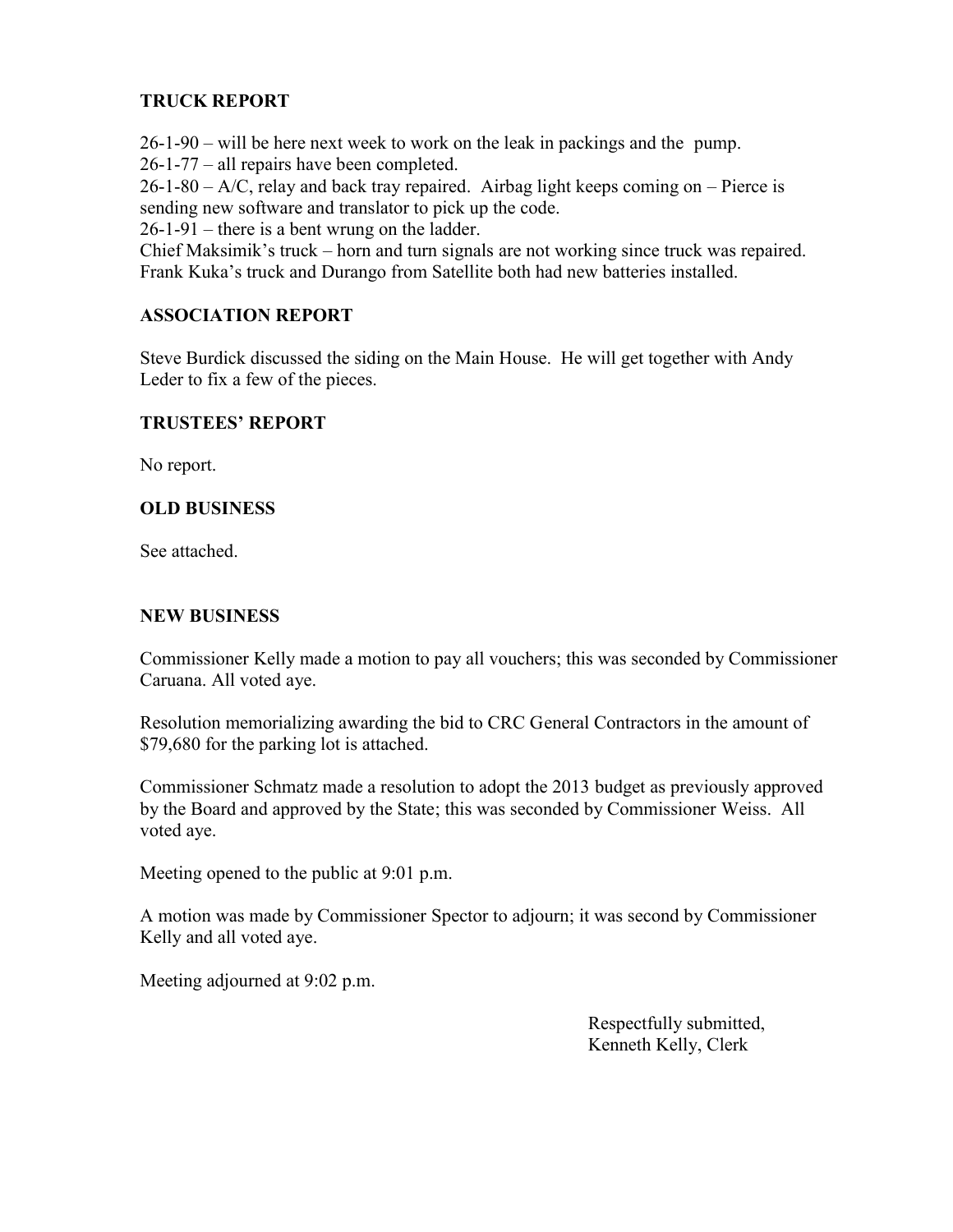## TRUCK REPORT

26-1-90 – will be here next week to work on the leak in packings and the pump.
26-1-77 – all repairs have been completed.
26-1-80 – A/C, relay and back tray repaired. Airbag light keeps coming on – Pierce is sending new software and translator to pick up the code.
26-1-91 – there is a bent wrung on the ladder.
Chief Maksimik's truck – horn and turn signals are not working since truck was repaired.
Frank Kuka's truck and Durango from Satellite both had new batteries installed.

## ASSOCIATION REPORT

Steve Burdick discussed the siding on the Main House. He will get together with Andy Leder to fix a few of the pieces.

## TRUSTEES' REPORT

No report.

## OLD BUSINESS

See attached.

## NEW BUSINESS

Commissioner Kelly made a motion to pay all vouchers; this was seconded by Commissioner Caruana. All voted aye.

Resolution memorializing awarding the bid to CRC General Contractors in the amount of $79,680 for the parking lot is attached.

Commissioner Schmatz made a resolution to adopt the 2013 budget as previously approved by the Board and approved by the State; this was seconded by Commissioner Weiss. All voted aye.

Meeting opened to the public at 9:01 p.m.

A motion was made by Commissioner Spector to adjourn; it was second by Commissioner Kelly and all voted aye.

Meeting adjourned at 9:02 p.m.

Respectfully submitted,
Kenneth Kelly, Clerk